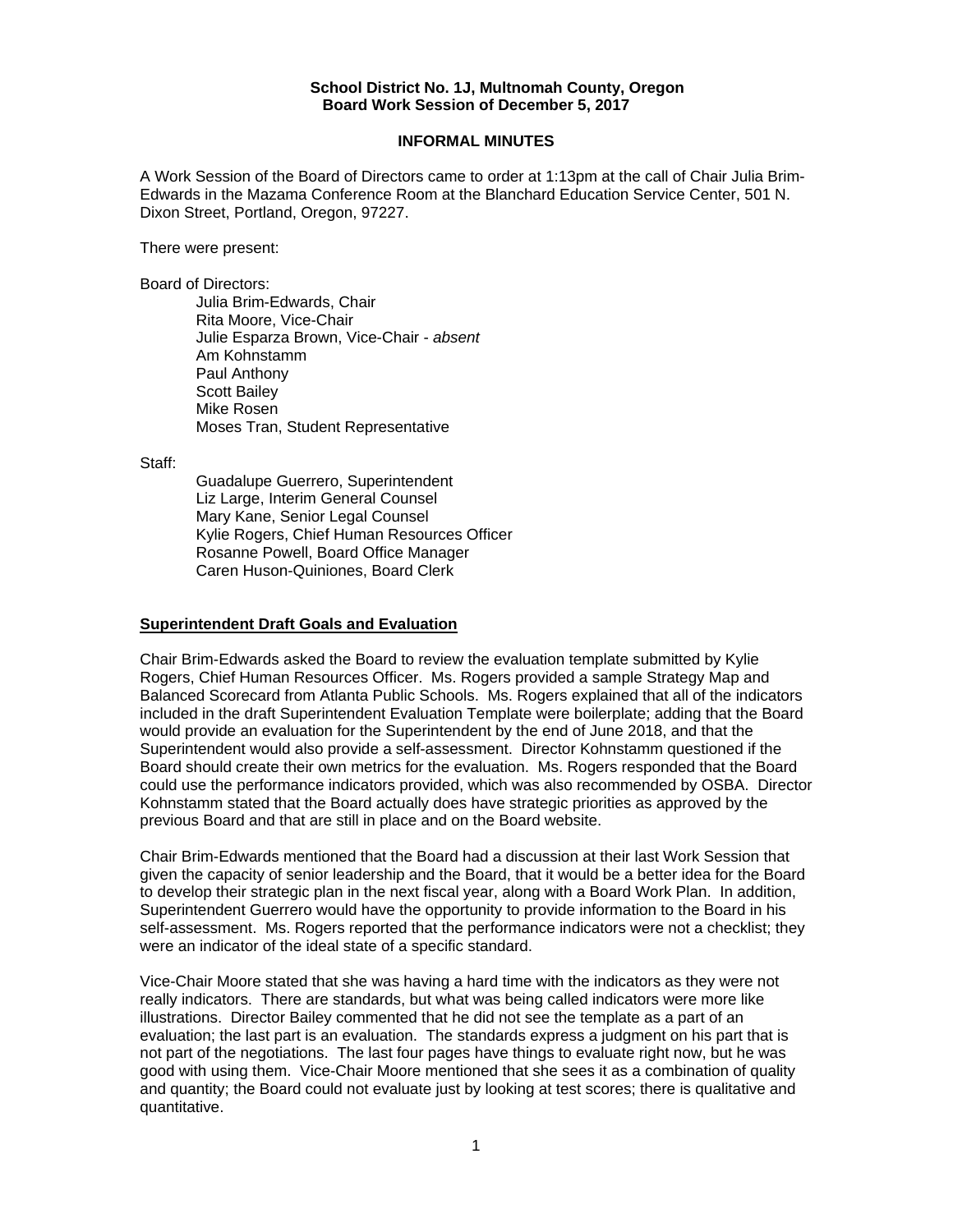**School District No. 1J, Multnomah County, Oregon**
**Board Work Session of December 5, 2017**

**INFORMAL MINUTES**

A Work Session of the Board of Directors came to order at 1:13pm at the call of Chair Julia Brim-Edwards in the Mazama Conference Room at the Blanchard Education Service Center, 501 N. Dixon Street, Portland, Oregon, 97227.

There were present:

Board of Directors:

- Julia Brim-Edwards, Chair
- Rita Moore, Vice-Chair
- Julie Esparza Brown, Vice-Chair - *absent*
- Am Kohnstamm
- Paul Anthony
- Scott Bailey
- Mike Rosen
- Moses Tran, Student Representative

Staff:

- Guadalupe Guerrero, Superintendent
- Liz Large, Interim General Counsel
- Mary Kane, Senior Legal Counsel
- Kylie Rogers, Chief Human Resources Officer
- Rosanne Powell, Board Office Manager
- Caren Huson-Quiniones, Board Clerk

**Superintendent Draft Goals and Evaluation**

Chair Brim-Edwards asked the Board to review the evaluation template submitted by Kylie Rogers, Chief Human Resources Officer. Ms. Rogers provided a sample Strategy Map and Balanced Scorecard from Atlanta Public Schools. Ms. Rogers explained that all of the indicators included in the draft Superintendent Evaluation Template were boilerplate; adding that the Board would provide an evaluation for the Superintendent by the end of June 2018, and that the Superintendent would also provide a self-assessment. Director Kohnstamm questioned if the Board should create their own metrics for the evaluation. Ms. Rogers responded that the Board could use the performance indicators provided, which was also recommended by OSBA. Director Kohnstamm stated that the Board actually does have strategic priorities as approved by the previous Board and that are still in place and on the Board website.

Chair Brim-Edwards mentioned that the Board had a discussion at their last Work Session that given the capacity of senior leadership and the Board, that it would be a better idea for the Board to develop their strategic plan in the next fiscal year, along with a Board Work Plan. In addition, Superintendent Guerrero would have the opportunity to provide information to the Board in his self-assessment. Ms. Rogers reported that the performance indicators were not a checklist; they were an indicator of the ideal state of a specific standard.

Vice-Chair Moore stated that she was having a hard time with the indicators as they were not really indicators. There are standards, but what was being called indicators were more like illustrations. Director Bailey commented that he did not see the template as a part of an evaluation; the last part is an evaluation. The standards express a judgment on his part that is not part of the negotiations. The last four pages have things to evaluate right now, but he was good with using them. Vice-Chair Moore mentioned that she sees it as a combination of quality and quantity; the Board could not evaluate just by looking at test scores; there is qualitative and quantitative.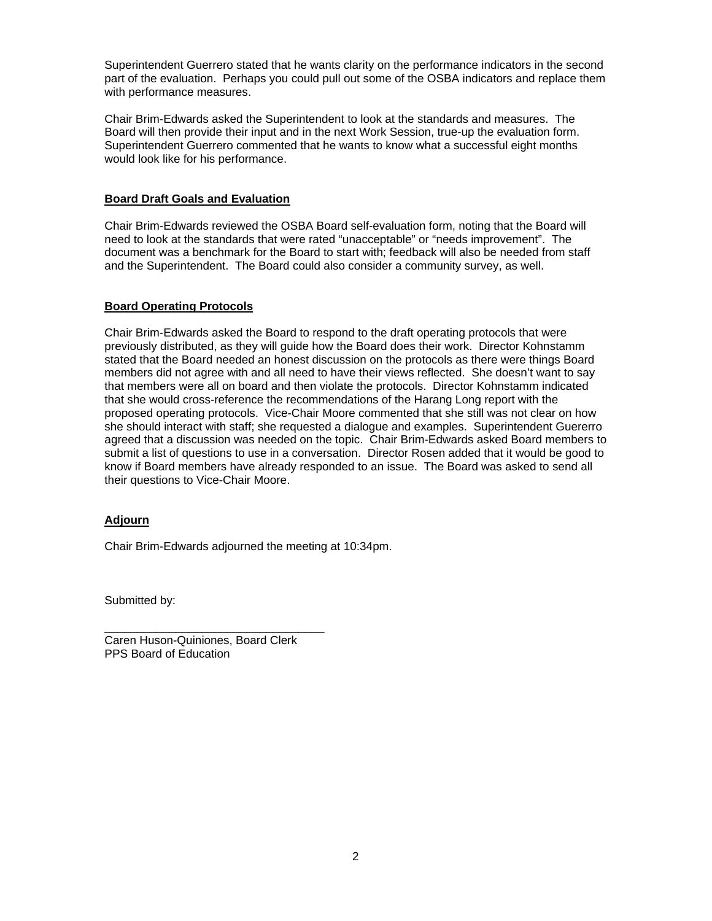Superintendent Guerrero stated that he wants clarity on the performance indicators in the second part of the evaluation. Perhaps you could pull out some of the OSBA indicators and replace them with performance measures.

Chair Brim-Edwards asked the Superintendent to look at the standards and measures. The Board will then provide their input and in the next Work Session, true-up the evaluation form. Superintendent Guerrero commented that he wants to know what a successful eight months would look like for his performance.

## Board Draft Goals and Evaluation

Chair Brim-Edwards reviewed the OSBA Board self-evaluation form, noting that the Board will need to look at the standards that were rated "unacceptable" or "needs improvement". The document was a benchmark for the Board to start with; feedback will also be needed from staff and the Superintendent. The Board could also consider a community survey, as well.

## Board Operating Protocols

Chair Brim-Edwards asked the Board to respond to the draft operating protocols that were previously distributed, as they will guide how the Board does their work. Director Kohnstamm stated that the Board needed an honest discussion on the protocols as there were things Board members did not agree with and all need to have their views reflected. She doesn't want to say that members were all on board and then violate the protocols. Director Kohnstamm indicated that she would cross-reference the recommendations of the Harang Long report with the proposed operating protocols. Vice-Chair Moore commented that she still was not clear on how she should interact with staff; she requested a dialogue and examples. Superintendent Guererro agreed that a discussion was needed on the topic. Chair Brim-Edwards asked Board members to submit a list of questions to use in a conversation. Director Rosen added that it would be good to know if Board members have already responded to an issue. The Board was asked to send all their questions to Vice-Chair Moore.

## Adjourn

Chair Brim-Edwards adjourned the meeting at 10:34pm.

Submitted by:

\_\_\_\_\_\_\_\_\_\_\_\_\_\_\_\_\_\_\_\_\_\_\_\_\_\_\_\_\_\_\_\_\_\_\_
Caren Huson-Quiniones, Board Clerk
PPS Board of Education